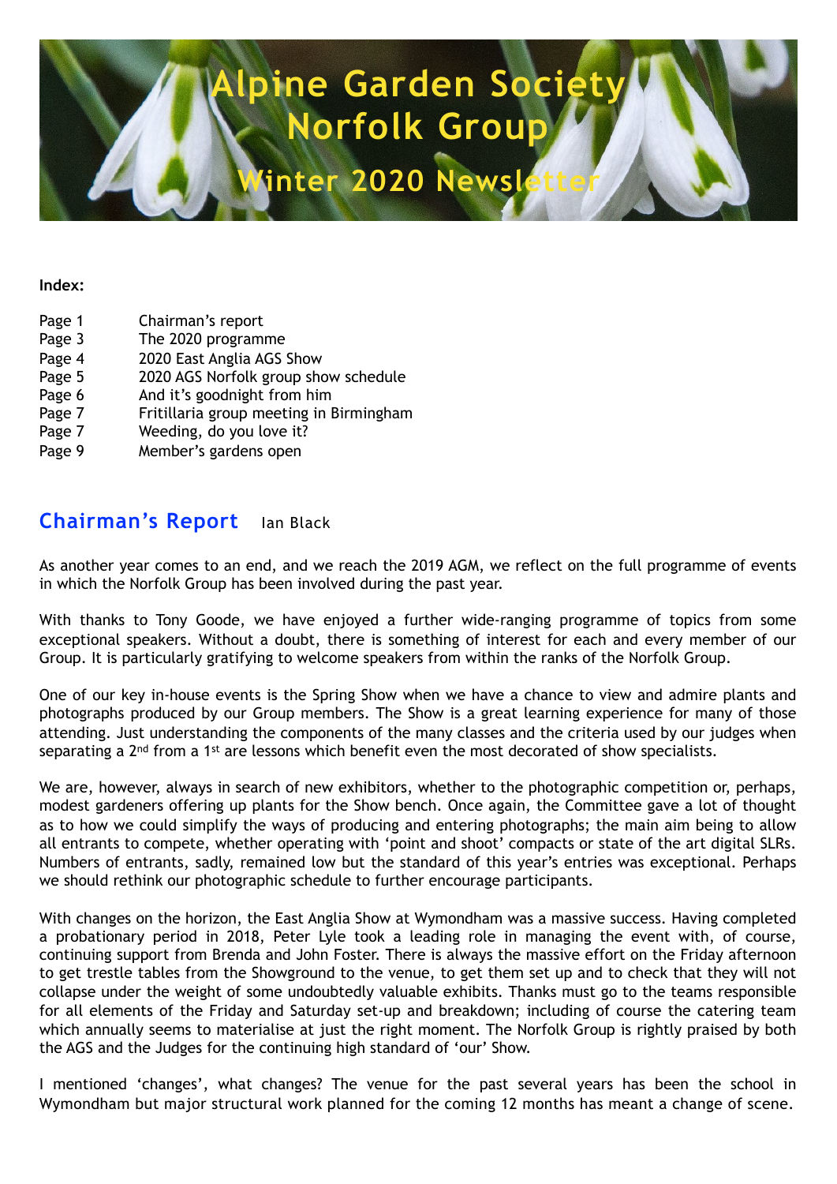# Alpine Garden Society Norfolk Group

## Winter 2020 Newsletter

**Index:**

| | |
|---|---|
| Page 1 | Chairman's report |
| Page 3 | The 2020 programme |
| Page 4 | 2020 East Anglia AGS Show |
| Page 5 | 2020 AGS Norfolk group show schedule |
| Page 6 | And it's goodnight from him |
| Page 7 | Fritillaria group meeting in Birmingham |
| Page 7 | Weeding, do you love it? |
| Page 9 | Member's gardens open |

## Chairman's Report   Ian Black

As another year comes to an end, and we reach the 2019 AGM, we reflect on the full programme of events in which the Norfolk Group has been involved during the past year.

With thanks to Tony Goode, we have enjoyed a further wide-ranging programme of topics from some exceptional speakers. Without a doubt, there is something of interest for each and every member of our Group. It is particularly gratifying to welcome speakers from within the ranks of the Norfolk Group.

One of our key in-house events is the Spring Show when we have a chance to view and admire plants and photographs produced by our Group members. The Show is a great learning experience for many of those attending. Just understanding the components of the many classes and the criteria used by our judges when separating a 2nd from a 1st are lessons which benefit even the most decorated of show specialists.

We are, however, always in search of new exhibitors, whether to the photographic competition or, perhaps, modest gardeners offering up plants for the Show bench. Once again, the Committee gave a lot of thought as to how we could simplify the ways of producing and entering photographs; the main aim being to allow all entrants to compete, whether operating with 'point and shoot' compacts or state of the art digital SLRs. Numbers of entrants, sadly, remained low but the standard of this year's entries was exceptional. Perhaps we should rethink our photographic schedule to further encourage participants.

With changes on the horizon, the East Anglia Show at Wymondham was a massive success. Having completed a probationary period in 2018, Peter Lyle took a leading role in managing the event with, of course, continuing support from Brenda and John Foster. There is always the massive effort on the Friday afternoon to get trestle tables from the Showground to the venue, to get them set up and to check that they will not collapse under the weight of some undoubtedly valuable exhibits. Thanks must go to the teams responsible for all elements of the Friday and Saturday set-up and breakdown; including of course the catering team which annually seems to materialise at just the right moment. The Norfolk Group is rightly praised by both the AGS and the Judges for the continuing high standard of 'our' Show.

I mentioned 'changes', what changes? The venue for the past several years has been the school in Wymondham but major structural work planned for the coming 12 months has meant a change of scene.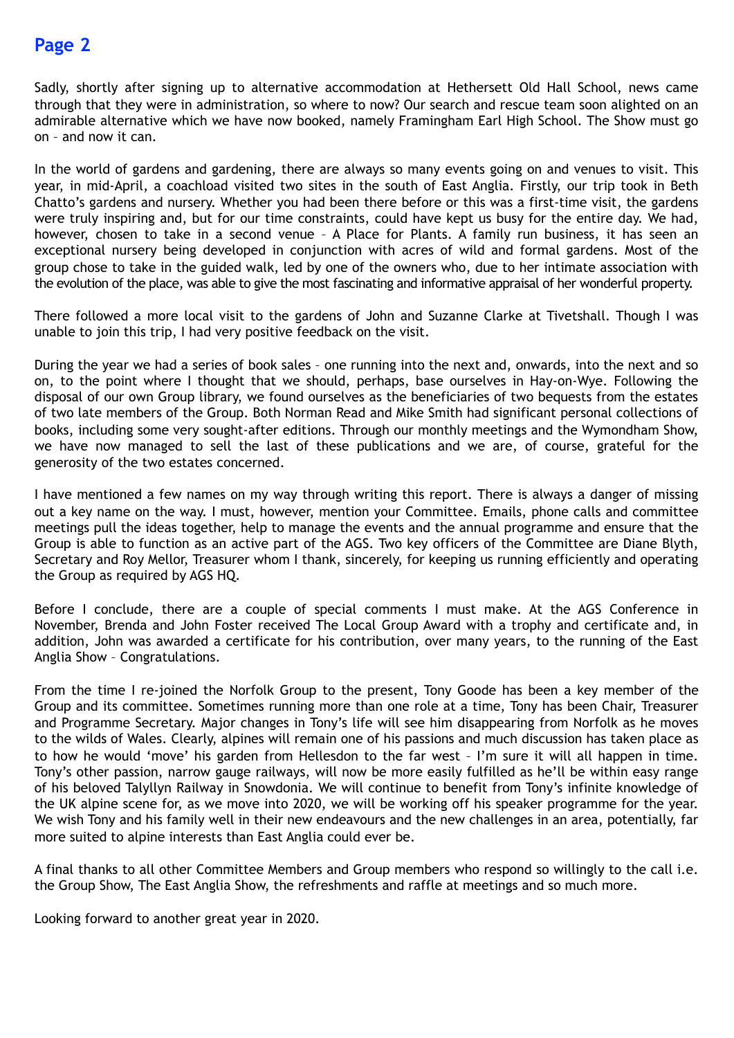Sadly, shortly after signing up to alternative accommodation at Hethersett Old Hall School, news came through that they were in administration, so where to now? Our search and rescue team soon alighted on an admirable alternative which we have now booked, namely Framingham Earl High School. The Show must go on – and now it can.

In the world of gardens and gardening, there are always so many events going on and venues to visit. This year, in mid-April, a coachload visited two sites in the south of East Anglia. Firstly, our trip took in Beth Chatto's gardens and nursery. Whether you had been there before or this was a first-time visit, the gardens were truly inspiring and, but for our time constraints, could have kept us busy for the entire day. We had, however, chosen to take in a second venue – A Place for Plants. A family run business, it has seen an exceptional nursery being developed in conjunction with acres of wild and formal gardens. Most of the group chose to take in the guided walk, led by one of the owners who, due to her intimate association with the evolution of the place, was able to give the most fascinating and informative appraisal of her wonderful property.

There followed a more local visit to the gardens of John and Suzanne Clarke at Tivetshall. Though I was unable to join this trip, I had very positive feedback on the visit.

During the year we had a series of book sales – one running into the next and, onwards, into the next and so on, to the point where I thought that we should, perhaps, base ourselves in Hay-on-Wye. Following the disposal of our own Group library, we found ourselves as the beneficiaries of two bequests from the estates of two late members of the Group. Both Norman Read and Mike Smith had significant personal collections of books, including some very sought-after editions. Through our monthly meetings and the Wymondham Show, we have now managed to sell the last of these publications and we are, of course, grateful for the generosity of the two estates concerned.

I have mentioned a few names on my way through writing this report. There is always a danger of missing out a key name on the way. I must, however, mention your Committee. Emails, phone calls and committee meetings pull the ideas together, help to manage the events and the annual programme and ensure that the Group is able to function as an active part of the AGS. Two key officers of the Committee are Diane Blyth, Secretary and Roy Mellor, Treasurer whom I thank, sincerely, for keeping us running efficiently and operating the Group as required by AGS HQ.

Before I conclude, there are a couple of special comments I must make. At the AGS Conference in November, Brenda and John Foster received The Local Group Award with a trophy and certificate and, in addition, John was awarded a certificate for his contribution, over many years, to the running of the East Anglia Show – Congratulations.

From the time I re-joined the Norfolk Group to the present, Tony Goode has been a key member of the Group and its committee. Sometimes running more than one role at a time, Tony has been Chair, Treasurer and Programme Secretary. Major changes in Tony's life will see him disappearing from Norfolk as he moves to the wilds of Wales. Clearly, alpines will remain one of his passions and much discussion has taken place as to how he would 'move' his garden from Hellesdon to the far west – I'm sure it will all happen in time. Tony's other passion, narrow gauge railways, will now be more easily fulfilled as he'll be within easy range of his beloved Talyllyn Railway in Snowdonia. We will continue to benefit from Tony's infinite knowledge of the UK alpine scene for, as we move into 2020, we will be working off his speaker programme for the year. We wish Tony and his family well in their new endeavours and the new challenges in an area, potentially, far more suited to alpine interests than East Anglia could ever be.

A final thanks to all other Committee Members and Group members who respond so willingly to the call i.e. the Group Show, The East Anglia Show, the refreshments and raffle at meetings and so much more.

Looking forward to another great year in 2020.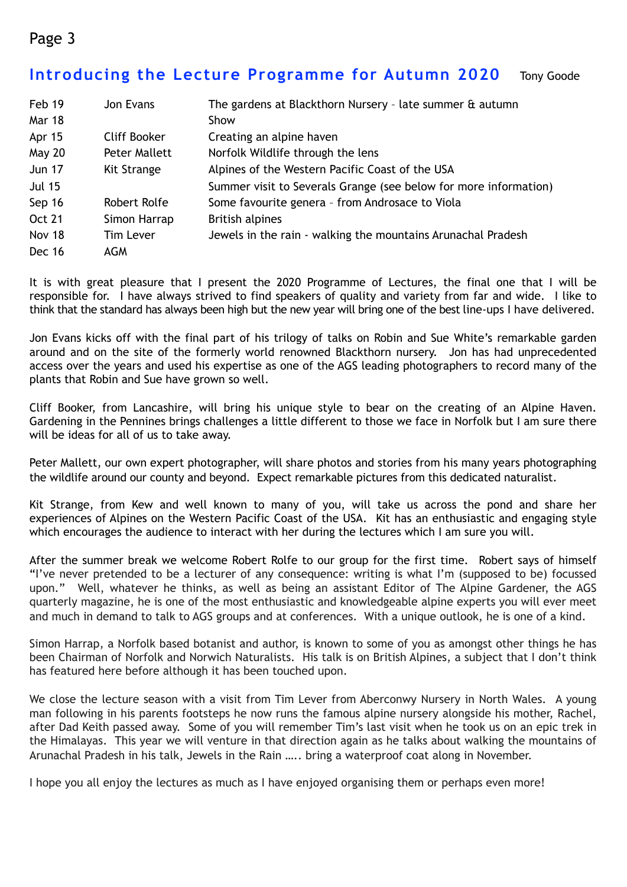## Introducing the Lecture Programme for Autumn 2020

Tony Goode

| | | |
|---|---|---|
| Feb 19 | Jon Evans | The gardens at Blackthorn Nursery – late summer & autumn |
| Mar 18 | | Show |
| Apr 15 | Cliff Booker | Creating an alpine haven |
| May 20 | Peter Mallett | Norfolk Wildlife through the lens |
| Jun 17 | Kit Strange | Alpines of the Western Pacific Coast of the USA |
| Jul 15 | | Summer visit to Severals Grange (see below for more information) |
| Sep 16 | Robert Rolfe | Some favourite genera – from Androsace to Viola |
| Oct 21 | Simon Harrap | British alpines |
| Nov 18 | Tim Lever | Jewels in the rain - walking the mountains Arunachal Pradesh |
| Dec 16 | AGM | |

It is with great pleasure that I present the 2020 Programme of Lectures, the final one that I will be responsible for. I have always strived to find speakers of quality and variety from far and wide. I like to think that the standard has always been high but the new year will bring one of the best line-ups I have delivered.

Jon Evans kicks off with the final part of his trilogy of talks on Robin and Sue White's remarkable garden around and on the site of the formerly world renowned Blackthorn nursery. Jon has had unprecedented access over the years and used his expertise as one of the AGS leading photographers to record many of the plants that Robin and Sue have grown so well.

Cliff Booker, from Lancashire, will bring his unique style to bear on the creating of an Alpine Haven. Gardening in the Pennines brings challenges a little different to those we face in Norfolk but I am sure there will be ideas for all of us to take away.

Peter Mallett, our own expert photographer, will share photos and stories from his many years photographing the wildlife around our county and beyond. Expect remarkable pictures from this dedicated naturalist.

Kit Strange, from Kew and well known to many of you, will take us across the pond and share her experiences of Alpines on the Western Pacific Coast of the USA. Kit has an enthusiastic and engaging style which encourages the audience to interact with her during the lectures which I am sure you will.

After the summer break we welcome Robert Rolfe to our group for the first time. Robert says of himself "I've never pretended to be a lecturer of any consequence: writing is what I'm (supposed to be) focussed upon." Well, whatever he thinks, as well as being an assistant Editor of The Alpine Gardener, the AGS quarterly magazine, he is one of the most enthusiastic and knowledgeable alpine experts you will ever meet and much in demand to talk to AGS groups and at conferences. With a unique outlook, he is one of a kind.

Simon Harrap, a Norfolk based botanist and author, is known to some of you as amongst other things he has been Chairman of Norfolk and Norwich Naturalists. His talk is on British Alpines, a subject that I don't think has featured here before although it has been touched upon.

We close the lecture season with a visit from Tim Lever from Aberconwy Nursery in North Wales. A young man following in his parents footsteps he now runs the famous alpine nursery alongside his mother, Rachel, after Dad Keith passed away. Some of you will remember Tim's last visit when he took us on an epic trek in the Himalayas. This year we will venture in that direction again as he talks about walking the mountains of Arunachal Pradesh in his talk, Jewels in the Rain ….. bring a waterproof coat along in November.

I hope you all enjoy the lectures as much as I have enjoyed organising them or perhaps even more!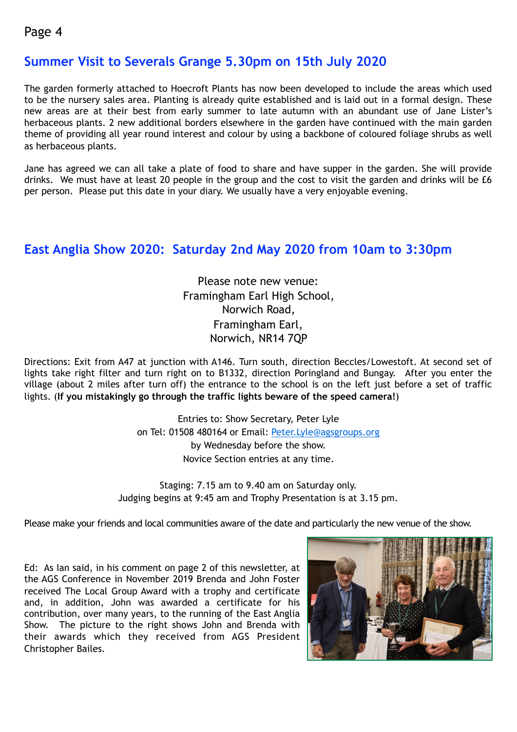## Summer Visit to Severals Grange 5.30pm on 15th July 2020

The garden formerly attached to Hoecroft Plants has now been developed to include the areas which used to be the nursery sales area. Planting is already quite established and is laid out in a formal design. These new areas are at their best from early summer to late autumn with an abundant use of Jane Lister's herbaceous plants. 2 new additional borders elsewhere in the garden have continued with the main garden theme of providing all year round interest and colour by using a backbone of coloured foliage shrubs as well as herbaceous plants.

Jane has agreed we can all take a plate of food to share and have supper in the garden. She will provide drinks. We must have at least 20 people in the group and the cost to visit the garden and drinks will be £6 per person. Please put this date in your diary. We usually have a very enjoyable evening.

## East Anglia Show 2020: Saturday 2nd May 2020 from 10am to 3:30pm

Please note new venue:
Framingham Earl High School,
Norwich Road,
Framingham Earl,
Norwich, NR14 7QP

Directions: Exit from A47 at junction with A146. Turn south, direction Beccles/Lowestoft. At second set of lights take right filter and turn right on to B1332, direction Poringland and Bungay. After you enter the village (about 2 miles after turn off) the entrance to the school is on the left just before a set of traffic lights. (**If you mistakingly go through the traffic lights beware of the speed camera!**)

Entries to: Show Secretary, Peter Lyle
on Tel: 01508 480164 or Email: Peter.Lyle@agsgroups.org
by Wednesday before the show.
Novice Section entries at any time.

Staging: 7.15 am to 9.40 am on Saturday only.
Judging begins at 9:45 am and Trophy Presentation is at 3.15 pm.

Please make your friends and local communities aware of the date and particularly the new venue of the show.

Ed: As Ian said, in his comment on page 2 of this newsletter, at the AGS Conference in November 2019 Brenda and John Foster received The Local Group Award with a trophy and certificate and, in addition, John was awarded a certificate for his contribution, over many years, to the running of the East Anglia Show. The picture to the right shows John and Brenda with their awards which they received from AGS President Christopher Bailes.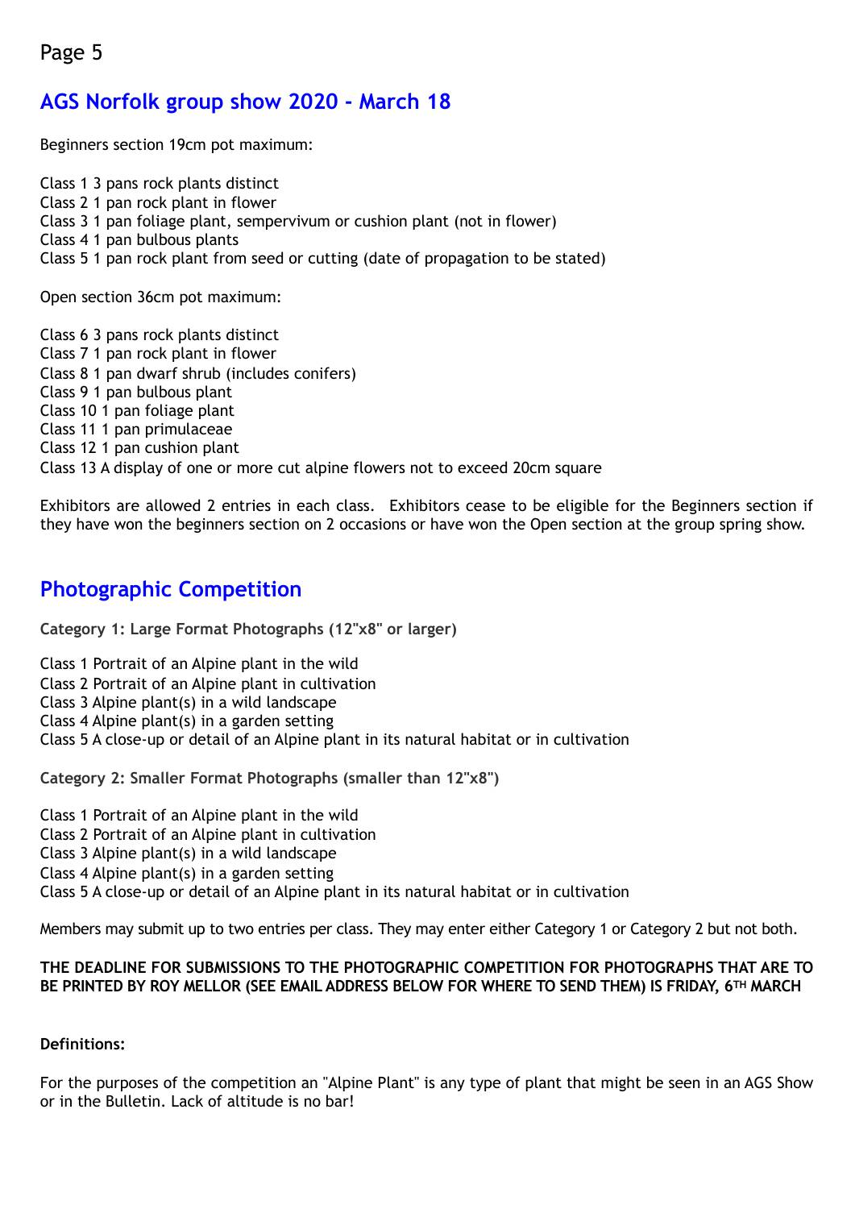## AGS Norfolk group show 2020 - March 18

Beginners section 19cm pot maximum:

Class 1 3 pans rock plants distinct
Class 2 1 pan rock plant in flower
Class 3 1 pan foliage plant, sempervivum or cushion plant (not in flower)
Class 4 1 pan bulbous plants
Class 5 1 pan rock plant from seed or cutting (date of propagation to be stated)

Open section 36cm pot maximum:

Class 6 3 pans rock plants distinct
Class 7 1 pan rock plant in flower
Class 8 1 pan dwarf shrub (includes conifers)
Class 9 1 pan bulbous plant
Class 10 1 pan foliage plant
Class 11 1 pan primulaceae
Class 12 1 pan cushion plant
Class 13 A display of one or more cut alpine flowers not to exceed 20cm square

Exhibitors are allowed 2 entries in each class. Exhibitors cease to be eligible for the Beginners section if they have won the beginners section on 2 occasions or have won the Open section at the group spring show.

## Photographic Competition

**Category 1: Large Format Photographs (12"x8" or larger)**

Class 1 Portrait of an Alpine plant in the wild
Class 2 Portrait of an Alpine plant in cultivation
Class 3 Alpine plant(s) in a wild landscape
Class 4 Alpine plant(s) in a garden setting
Class 5 A close-up or detail of an Alpine plant in its natural habitat or in cultivation

**Category 2: Smaller Format Photographs (smaller than 12"x8")**

Class 1 Portrait of an Alpine plant in the wild
Class 2 Portrait of an Alpine plant in cultivation
Class 3 Alpine plant(s) in a wild landscape
Class 4 Alpine plant(s) in a garden setting
Class 5 A close-up or detail of an Alpine plant in its natural habitat or in cultivation

Members may submit up to two entries per class. They may enter either Category 1 or Category 2 but not both.

**THE DEADLINE FOR SUBMISSIONS TO THE PHOTOGRAPHIC COMPETITION FOR PHOTOGRAPHS THAT ARE TO BE PRINTED BY ROY MELLOR (SEE EMAIL ADDRESS BELOW FOR WHERE TO SEND THEM) IS FRIDAY, 6TH MARCH**

**Definitions:**

For the purposes of the competition an "Alpine Plant" is any type of plant that might be seen in an AGS Show or in the Bulletin. Lack of altitude is no bar!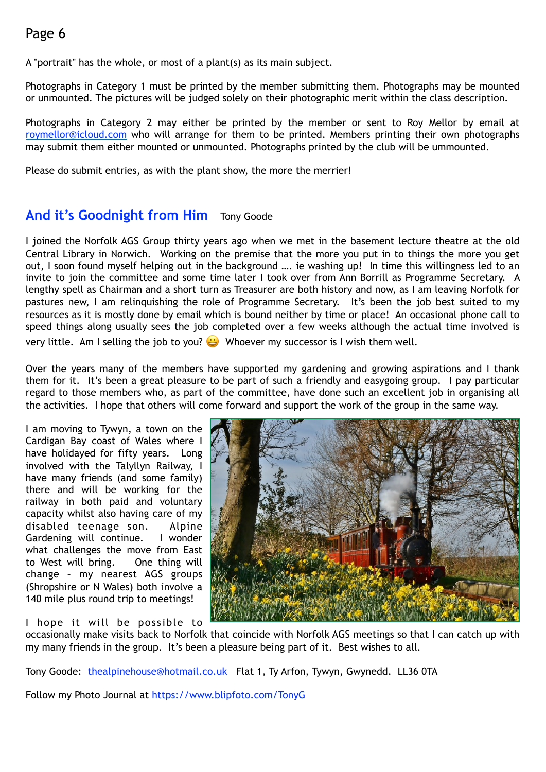A "portrait" has the whole, or most of a plant(s) as its main subject.

Photographs in Category 1 must be printed by the member submitting them. Photographs may be mounted or unmounted. The pictures will be judged solely on their photographic merit within the class description.

Photographs in Category 2 may either be printed by the member or sent to Roy Mellor by email at roymellor@icloud.com who will arrange for them to be printed. Members printing their own photographs may submit them either mounted or unmounted. Photographs printed by the club will be ummounted.

Please do submit entries, as with the plant show, the more the merrier!

## And it's Goodnight from Him

Tony Goode

I joined the Norfolk AGS Group thirty years ago when we met in the basement lecture theatre at the old Central Library in Norwich. Working on the premise that the more you put in to things the more you get out, I soon found myself helping out in the background …. ie washing up! In time this willingness led to an invite to join the committee and some time later I took over from Ann Borrill as Programme Secretary. A lengthy spell as Chairman and a short turn as Treasurer are both history and now, as I am leaving Norfolk for pastures new, I am relinquishing the role of Programme Secretary. It's been the job best suited to my resources as it is mostly done by email which is bound neither by time or place! An occasional phone call to speed things along usually sees the job completed over a few weeks although the actual time involved is very little. Am I selling the job to you? 😀 Whoever my successor is I wish them well.

Over the years many of the members have supported my gardening and growing aspirations and I thank them for it. It's been a great pleasure to be part of such a friendly and easygoing group. I pay particular regard to those members who, as part of the committee, have done such an excellent job in organising all the activities. I hope that others will come forward and support the work of the group in the same way.

I am moving to Tywyn, a town on the Cardigan Bay coast of Wales where I have holidayed for fifty years. Long involved with the Talyllyn Railway, I have many friends (and some family) there and will be working for the railway in both paid and voluntary capacity whilst also having care of my disabled teenage son. Alpine Gardening will continue. I wonder what challenges the move from East to West will bring. One thing will change – my nearest AGS groups (Shropshire or N Wales) both involve a 140 mile plus round trip to meetings!

I hope it will be possible to occasionally make visits back to Norfolk that coincide with Norfolk AGS meetings so that I can catch up with my many friends in the group. It's been a pleasure being part of it. Best wishes to all.

Tony Goode: thealpinehouse@hotmail.co.uk Flat 1, Ty Arfon, Tywyn, Gwynedd. LL36 0TA

Follow my Photo Journal at https://www.blipfoto.com/TonyG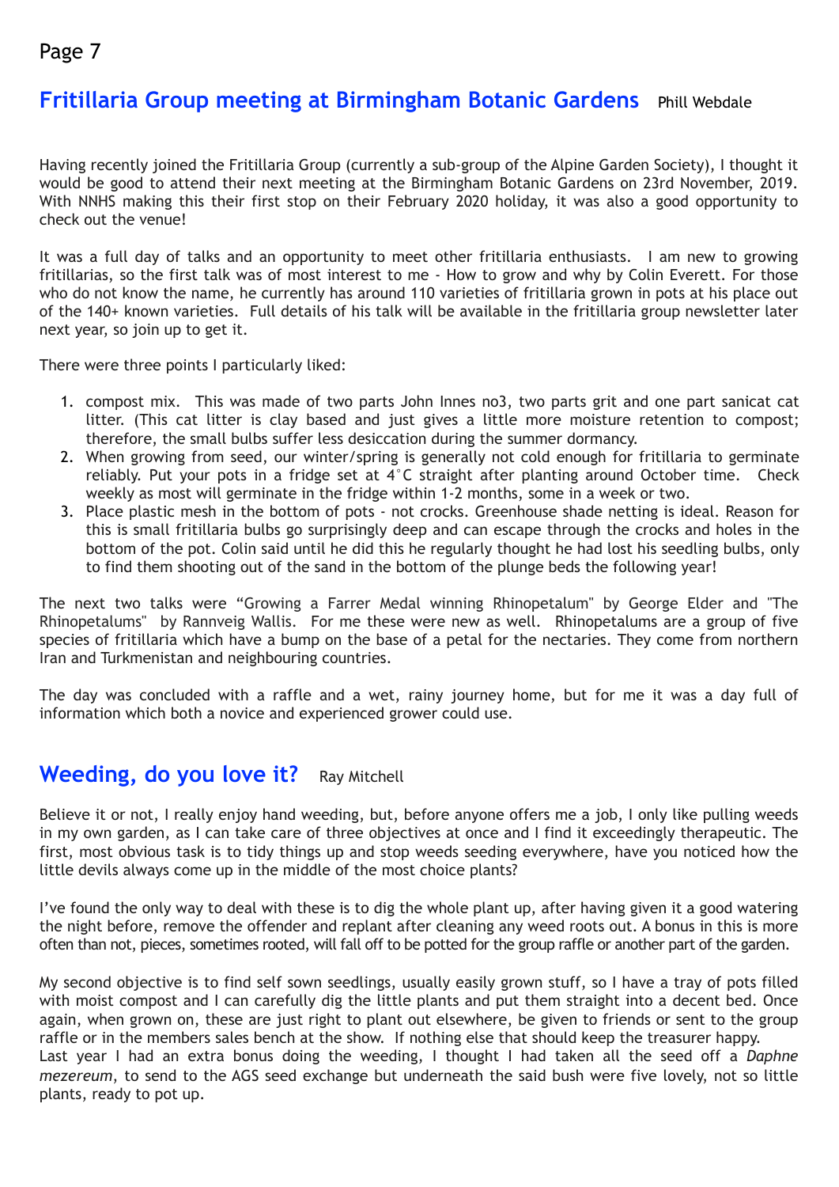## Fritillaria Group meeting at Birmingham Botanic Gardens

Phill Webdale

Having recently joined the Fritillaria Group (currently a sub-group of the Alpine Garden Society), I thought it would be good to attend their next meeting at the Birmingham Botanic Gardens on 23rd November, 2019. With NNHS making this their first stop on their February 2020 holiday, it was also a good opportunity to check out the venue!

It was a full day of talks and an opportunity to meet other fritillaria enthusiasts. I am new to growing fritillarias, so the first talk was of most interest to me - How to grow and why by Colin Everett. For those who do not know the name, he currently has around 110 varieties of fritillaria grown in pots at his place out of the 140+ known varieties. Full details of his talk will be available in the fritillaria group newsletter later next year, so join up to get it.

There were three points I particularly liked:

1. compost mix. This was made of two parts John Innes no3, two parts grit and one part sanicat cat litter. (This cat litter is clay based and just gives a little more moisture retention to compost; therefore, the small bulbs suffer less desiccation during the summer dormancy.
2. When growing from seed, our winter/spring is generally not cold enough for fritillaria to germinate reliably. Put your pots in a fridge set at 4°C straight after planting around October time. Check weekly as most will germinate in the fridge within 1-2 months, some in a week or two.
3. Place plastic mesh in the bottom of pots - not crocks. Greenhouse shade netting is ideal. Reason for this is small fritillaria bulbs go surprisingly deep and can escape through the crocks and holes in the bottom of the pot. Colin said until he did this he regularly thought he had lost his seedling bulbs, only to find them shooting out of the sand in the bottom of the plunge beds the following year!

The next two talks were "Growing a Farrer Medal winning Rhinopetalum" by George Elder and "The Rhinopetalums" by Rannveig Wallis. For me these were new as well. Rhinopetalums are a group of five species of fritillaria which have a bump on the base of a petal for the nectaries. They come from northern Iran and Turkmenistan and neighbouring countries.

The day was concluded with a raffle and a wet, rainy journey home, but for me it was a day full of information which both a novice and experienced grower could use.

## Weeding, do you love it?

Ray Mitchell

Believe it or not, I really enjoy hand weeding, but, before anyone offers me a job, I only like pulling weeds in my own garden, as I can take care of three objectives at once and I find it exceedingly therapeutic. The first, most obvious task is to tidy things up and stop weeds seeding everywhere, have you noticed how the little devils always come up in the middle of the most choice plants?

I've found the only way to deal with these is to dig the whole plant up, after having given it a good watering the night before, remove the offender and replant after cleaning any weed roots out. A bonus in this is more often than not, pieces, sometimes rooted, will fall off to be potted for the group raffle or another part of the garden.

My second objective is to find self sown seedlings, usually easily grown stuff, so I have a tray of pots filled with moist compost and I can carefully dig the little plants and put them straight into a decent bed. Once again, when grown on, these are just right to plant out elsewhere, be given to friends or sent to the group raffle or in the members sales bench at the show. If nothing else that should keep the treasurer happy.
Last year I had an extra bonus doing the weeding, I thought I had taken all the seed off a *Daphne mezereum*, to send to the AGS seed exchange but underneath the said bush were five lovely, not so little plants, ready to pot up.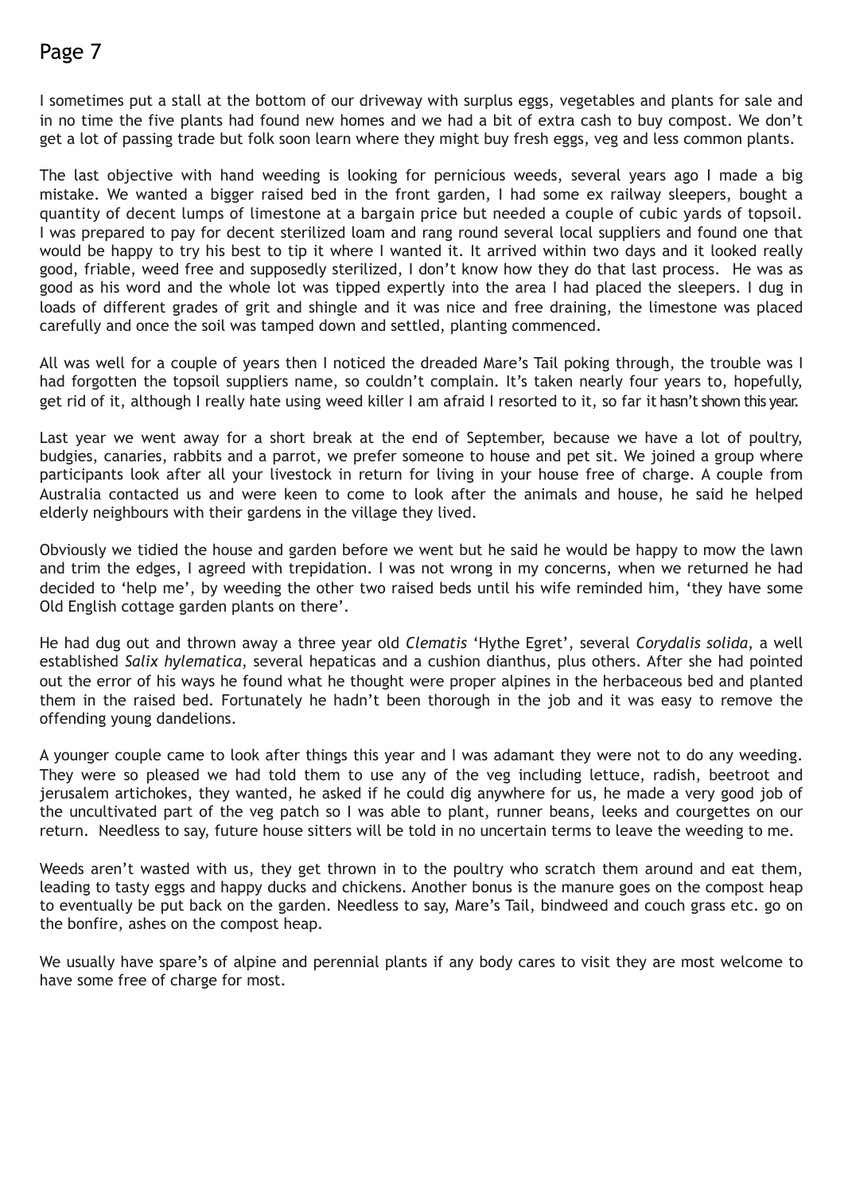I sometimes put a stall at the bottom of our driveway with surplus eggs, vegetables and plants for sale and in no time the five plants had found new homes and we had a bit of extra cash to buy compost. We don't get a lot of passing trade but folk soon learn where they might buy fresh eggs, veg and less common plants.

The last objective with hand weeding is looking for pernicious weeds, several years ago I made a big mistake. We wanted a bigger raised bed in the front garden, I had some ex railway sleepers, bought a quantity of decent lumps of limestone at a bargain price but needed a couple of cubic yards of topsoil. I was prepared to pay for decent sterilized loam and rang round several local suppliers and found one that would be happy to try his best to tip it where I wanted it. It arrived within two days and it looked really good, friable, weed free and supposedly sterilized, I don't know how they do that last process. He was as good as his word and the whole lot was tipped expertly into the area I had placed the sleepers. I dug in loads of different grades of grit and shingle and it was nice and free draining, the limestone was placed carefully and once the soil was tamped down and settled, planting commenced.

All was well for a couple of years then I noticed the dreaded Mare's Tail poking through, the trouble was I had forgotten the topsoil suppliers name, so couldn't complain. It's taken nearly four years to, hopefully, get rid of it, although I really hate using weed killer I am afraid I resorted to it, so far it hasn't shown this year.

Last year we went away for a short break at the end of September, because we have a lot of poultry, budgies, canaries, rabbits and a parrot, we prefer someone to house and pet sit. We joined a group where participants look after all your livestock in return for living in your house free of charge. A couple from Australia contacted us and were keen to come to look after the animals and house, he said he helped elderly neighbours with their gardens in the village they lived.

Obviously we tidied the house and garden before we went but he said he would be happy to mow the lawn and trim the edges, I agreed with trepidation. I was not wrong in my concerns, when we returned he had decided to 'help me', by weeding the other two raised beds until his wife reminded him, 'they have some Old English cottage garden plants on there'.

He had dug out and thrown away a three year old *Clematis* 'Hythe Egret', several *Corydalis solida*, a well established *Salix hylematica*, several hepaticas and a cushion dianthus, plus others. After she had pointed out the error of his ways he found what he thought were proper alpines in the herbaceous bed and planted them in the raised bed. Fortunately he hadn't been thorough in the job and it was easy to remove the offending young dandelions.

A younger couple came to look after things this year and I was adamant they were not to do any weeding. They were so pleased we had told them to use any of the veg including lettuce, radish, beetroot and jerusalem artichokes, they wanted, he asked if he could dig anywhere for us, he made a very good job of the uncultivated part of the veg patch so I was able to plant, runner beans, leeks and courgettes on our return. Needless to say, future house sitters will be told in no uncertain terms to leave the weeding to me.

Weeds aren't wasted with us, they get thrown in to the poultry who scratch them around and eat them, leading to tasty eggs and happy ducks and chickens. Another bonus is the manure goes on the compost heap to eventually be put back on the garden. Needless to say, Mare's Tail, bindweed and couch grass etc. go on the bonfire, ashes on the compost heap.

We usually have spare's of alpine and perennial plants if any body cares to visit they are most welcome to have some free of charge for most.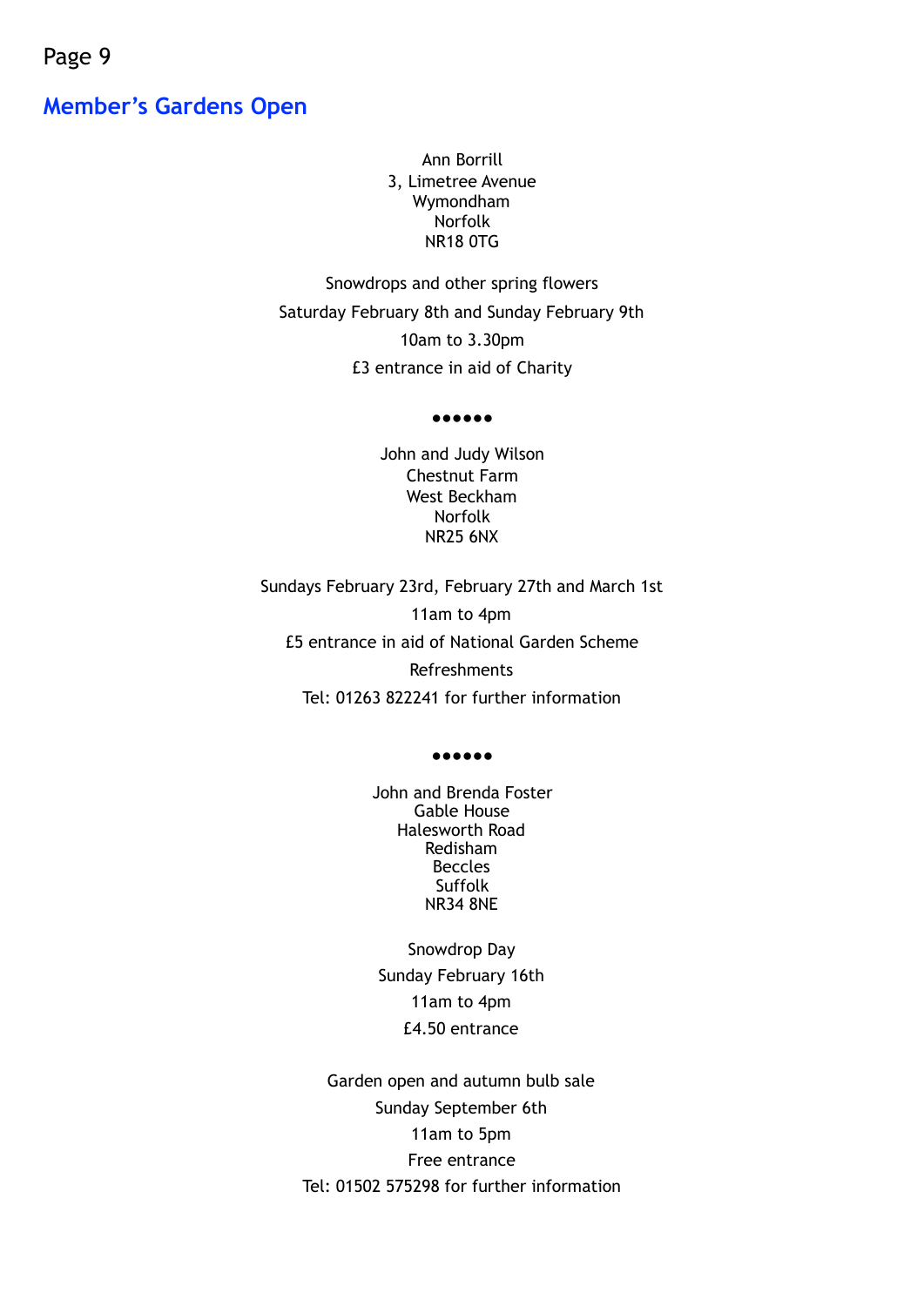## Member's Gardens Open

Ann Borrill
3, Limetree Avenue
Wymondham
Norfolk
NR18 0TG

Snowdrops and other spring flowers

Saturday February 8th and Sunday February 9th

10am to 3.30pm

£3 entrance in aid of Charity

••••••

John and Judy Wilson
Chestnut Farm
West Beckham
Norfolk
NR25 6NX

Sundays February 23rd, February 27th and March 1st

11am to 4pm

£5 entrance in aid of National Garden Scheme

Refreshments

Tel: 01263 822241 for further information

••••••

John and Brenda Foster
Gable House
Halesworth Road
Redisham
Beccles
Suffolk
NR34 8NE

Snowdrop Day

Sunday February 16th

11am to 4pm

£4.50 entrance

Garden open and autumn bulb sale

Sunday September 6th

11am to 5pm

Free entrance

Tel: 01502 575298 for further information